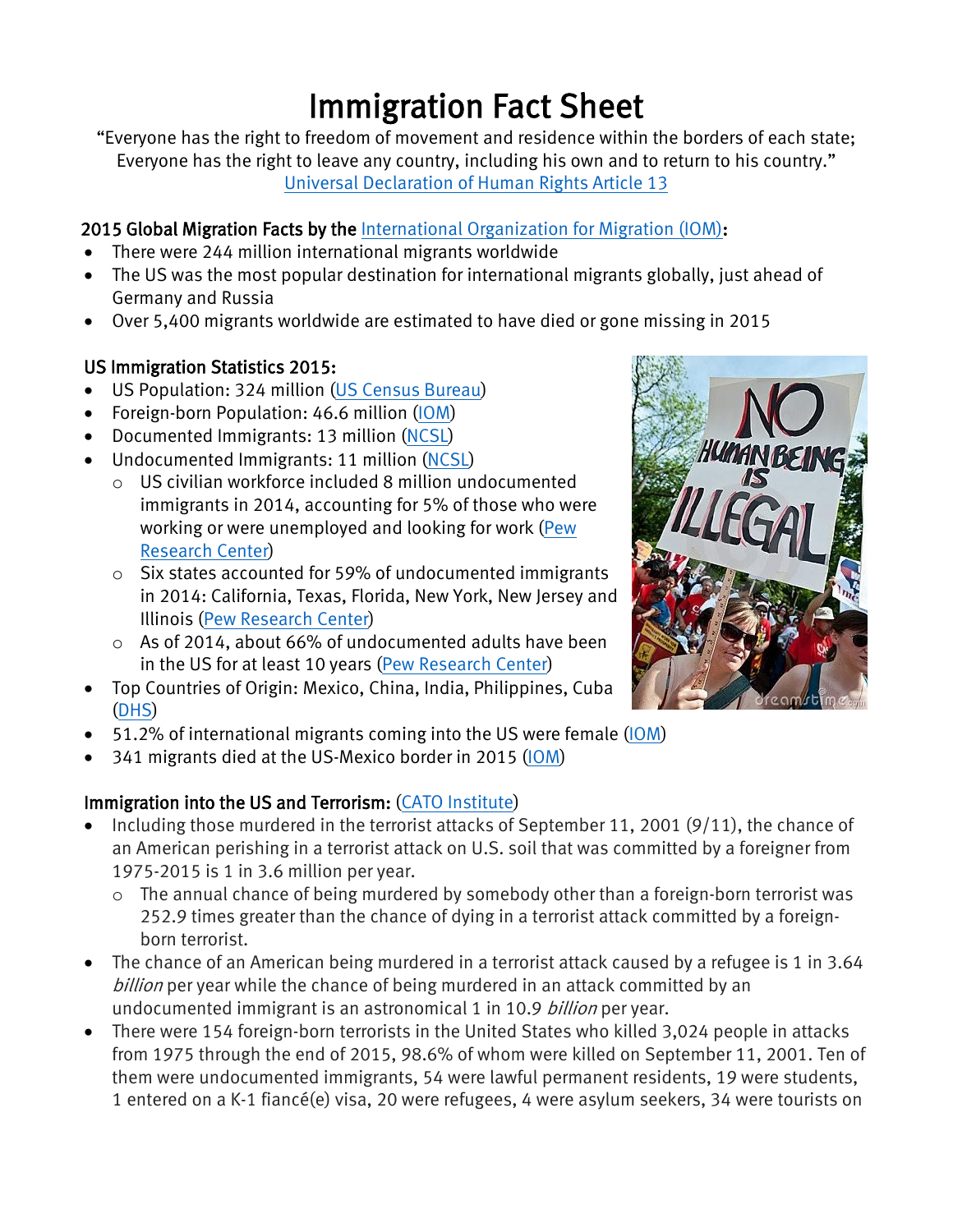# Immigration Fact Sheet

"Everyone has the right to freedom of movement and residence within the borders of each state; Everyone has the right to leave any country, including his own and to return to his country."
Universal Declaration of Human Rights Article 13

### 2015 Global Migration Facts by the International Organization for Migration (IOM):

- There were 244 million international migrants worldwide
- The US was the most popular destination for international migrants globally, just ahead of Germany and Russia
- Over 5,400 migrants worldwide are estimated to have died or gone missing in 2015

### US Immigration Statistics 2015:

- US Population: 324 million (US Census Bureau)
- Foreign-born Population: 46.6 million (IOM)
- Documented Immigrants: 13 million (NCSL)
- Undocumented Immigrants: 11 million (NCSL)
  - US civilian workforce included 8 million undocumented immigrants in 2014, accounting for 5% of those who were working or were unemployed and looking for work (Pew Research Center)
  - Six states accounted for 59% of undocumented immigrants in 2014: California, Texas, Florida, New York, New Jersey and Illinois (Pew Research Center)
  - As of 2014, about 66% of undocumented adults have been in the US for at least 10 years (Pew Research Center)
- Top Countries of Origin: Mexico, China, India, Philippines, Cuba (DHS)
- 51.2% of international migrants coming into the US were female (IOM)
- 341 migrants died at the US-Mexico border in 2015 (IOM)

### Immigration into the US and Terrorism: (CATO Institute)

- Including those murdered in the terrorist attacks of September 11, 2001 (9/11), the chance of an American perishing in a terrorist attack on U.S. soil that was committed by a foreigner from 1975-2015 is 1 in 3.6 million per year.
  - The annual chance of being murdered by somebody other than a foreign-born terrorist was 252.9 times greater than the chance of dying in a terrorist attack committed by a foreign-born terrorist.
- The chance of an American being murdered in a terrorist attack caused by a refugee is 1 in 3.64 *billion* per year while the chance of being murdered in an attack committed by an undocumented immigrant is an astronomical 1 in 10.9 *billion* per year.
- There were 154 foreign-born terrorists in the United States who killed 3,024 people in attacks from 1975 through the end of 2015, 98.6% of whom were killed on September 11, 2001. Ten of them were undocumented immigrants, 54 were lawful permanent residents, 19 were students, 1 entered on a K-1 fiancé(e) visa, 20 were refugees, 4 were asylum seekers, 34 were tourists on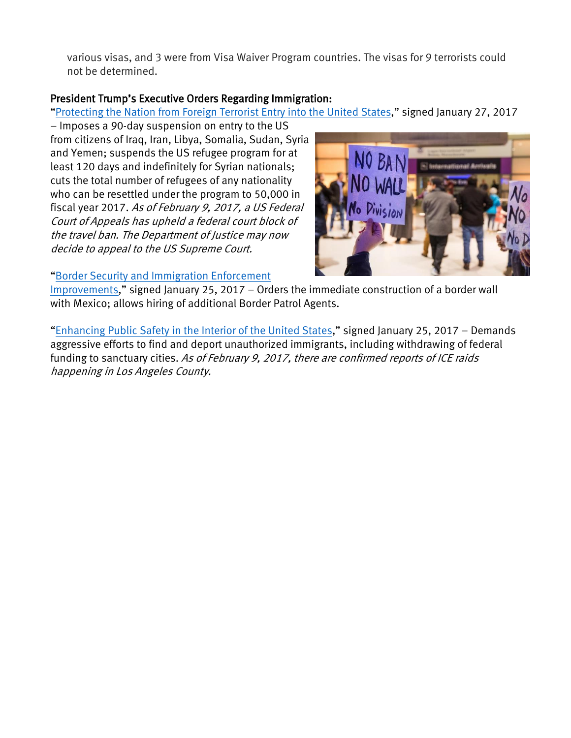various visas, and 3 were from Visa Waiver Program countries. The visas for 9 terrorists could not be determined.

### President Trump's Executive Orders Regarding Immigration:

"[Protecting the Nation from Foreign Terrorist Entry into the United States](#)," signed January 27, 2017 – Imposes a 90-day suspension on entry to the US from citizens of Iraq, Iran, Libya, Somalia, Sudan, Syria and Yemen; suspends the US refugee program for at least 120 days and indefinitely for Syrian nationals; cuts the total number of refugees of any nationality who can be resettled under the program to 50,000 in fiscal year 2017. *As of February 9, 2017, a US Federal Court of Appeals has upheld a federal court block of the travel ban. The Department of Justice may now decide to appeal to the US Supreme Court.*

"[Border Security and Immigration Enforcement Improvements](#)," signed January 25, 2017 – Orders the immediate construction of a border wall with Mexico; allows hiring of additional Border Patrol Agents.

"[Enhancing Public Safety in the Interior of the United States](#)," signed January 25, 2017 – Demands aggressive efforts to find and deport unauthorized immigrants, including withdrawing of federal funding to sanctuary cities. *As of February 9, 2017, there are confirmed reports of ICE raids happening in Los Angeles County.*